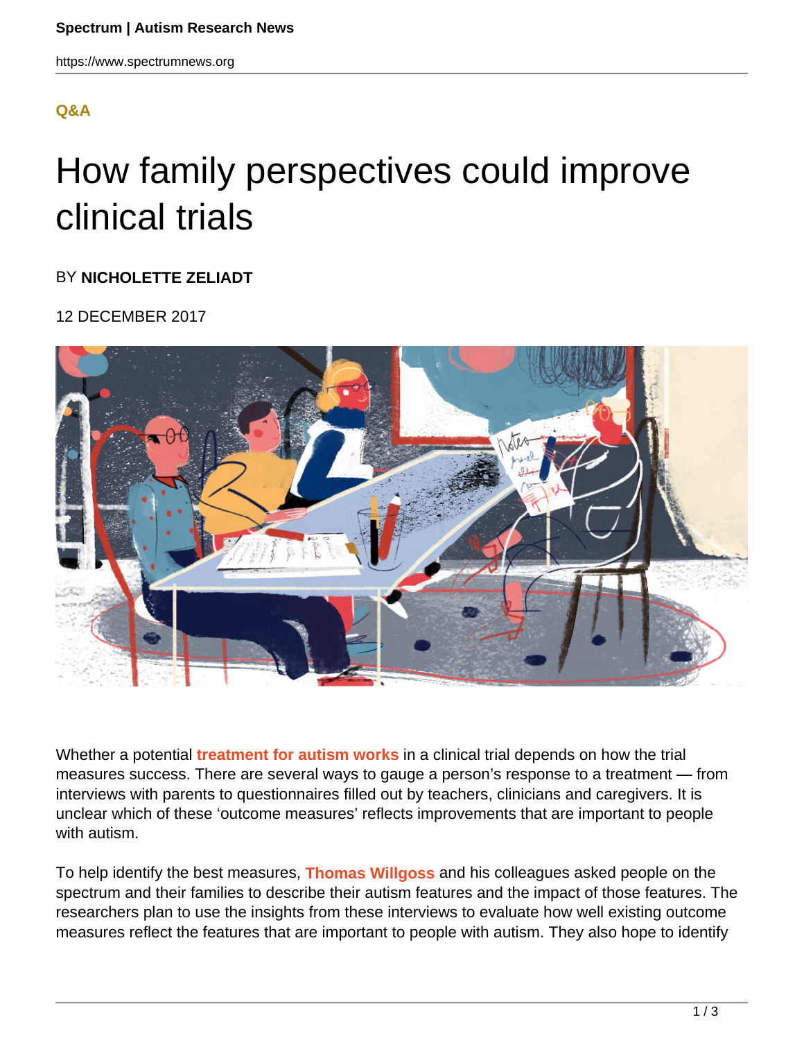Q&A

# How family perspectives could improve clinical trials

BY **NICHOLETTE ZELIADT**

12 DECEMBER 2017

Whether a potential **treatment for autism works** in a clinical trial depends on how the trial measures success. There are several ways to gauge a person's response to a treatment — from interviews with parents to questionnaires filled out by teachers, clinicians and caregivers. It is unclear which of these 'outcome measures' reflects improvements that are important to people with autism.

To help identify the best measures, **Thomas Willgoss** and his colleagues asked people on the spectrum and their families to describe their autism features and the impact of those features. The researchers plan to use the insights from these interviews to evaluate how well existing outcome measures reflect the features that are important to people with autism. They also hope to identify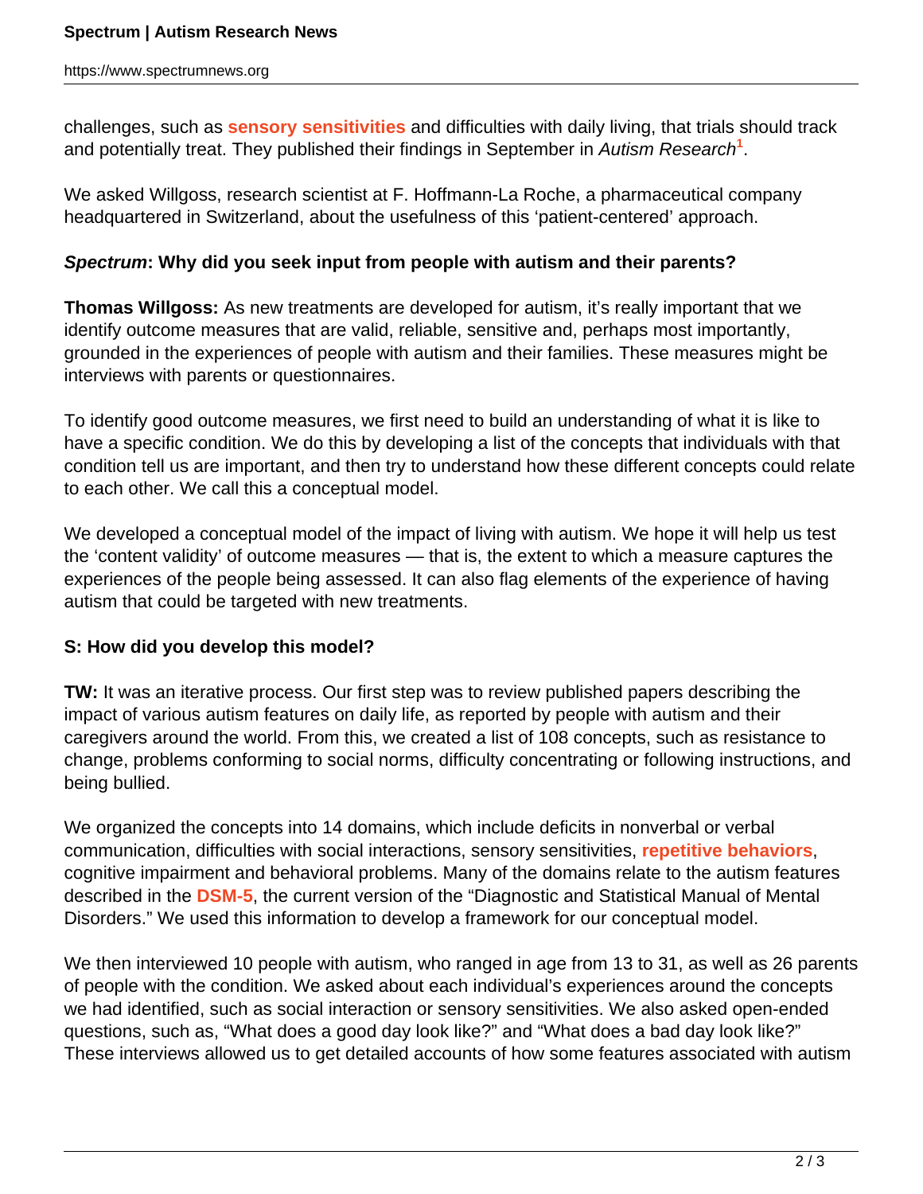challenges, such as **sensory sensitivities** and difficulties with daily living, that trials should track and potentially treat. They published their findings in September in *Autism Research*[1].

We asked Willgoss, research scientist at F. Hoffmann-La Roche, a pharmaceutical company headquartered in Switzerland, about the usefulness of this ‘patient-centered’ approach.

***Spectrum*: Why did you seek input from people with autism and their parents?**

**Thomas Willgoss:** As new treatments are developed for autism, it’s really important that we identify outcome measures that are valid, reliable, sensitive and, perhaps most importantly, grounded in the experiences of people with autism and their families. These measures might be interviews with parents or questionnaires.

To identify good outcome measures, we first need to build an understanding of what it is like to have a specific condition. We do this by developing a list of the concepts that individuals with that condition tell us are important, and then try to understand how these different concepts could relate to each other. We call this a conceptual model.

We developed a conceptual model of the impact of living with autism. We hope it will help us test the ‘content validity’ of outcome measures — that is, the extent to which a measure captures the experiences of the people being assessed. It can also flag elements of the experience of having autism that could be targeted with new treatments.

**S: How did you develop this model?**

**TW:** It was an iterative process. Our first step was to review published papers describing the impact of various autism features on daily life, as reported by people with autism and their caregivers around the world. From this, we created a list of 108 concepts, such as resistance to change, problems conforming to social norms, difficulty concentrating or following instructions, and being bullied.

We organized the concepts into 14 domains, which include deficits in nonverbal or verbal communication, difficulties with social interactions, sensory sensitivities, **repetitive behaviors**, cognitive impairment and behavioral problems. Many of the domains relate to the autism features described in the **DSM-5**, the current version of the “Diagnostic and Statistical Manual of Mental Disorders.” We used this information to develop a framework for our conceptual model.

We then interviewed 10 people with autism, who ranged in age from 13 to 31, as well as 26 parents of people with the condition. We asked about each individual’s experiences around the concepts we had identified, such as social interaction or sensory sensitivities. We also asked open-ended questions, such as, “What does a good day look like?” and “What does a bad day look like?” These interviews allowed us to get detailed accounts of how some features associated with autism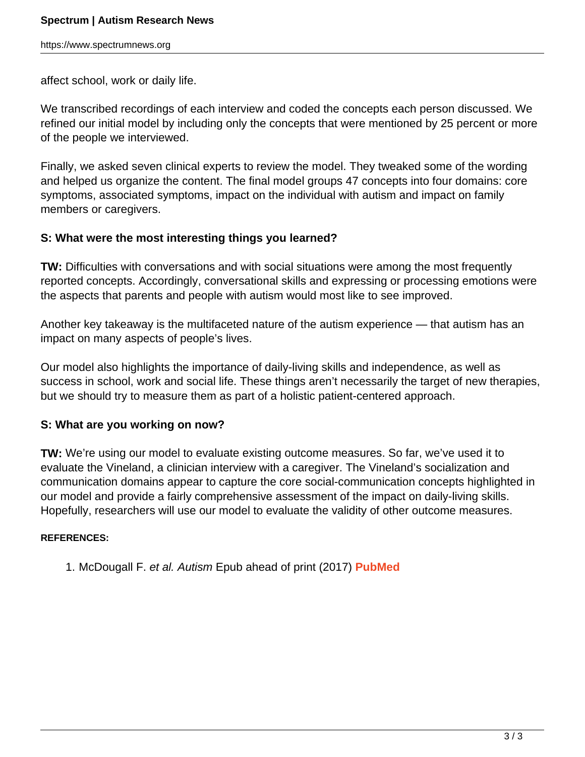affect school, work or daily life.

We transcribed recordings of each interview and coded the concepts each person discussed. We refined our initial model by including only the concepts that were mentioned by 25 percent or more of the people we interviewed.

Finally, we asked seven clinical experts to review the model. They tweaked some of the wording and helped us organize the content. The final model groups 47 concepts into four domains: core symptoms, associated symptoms, impact on the individual with autism and impact on family members or caregivers.

**S: What were the most interesting things you learned?**

**TW:** Difficulties with conversations and with social situations were among the most frequently reported concepts. Accordingly, conversational skills and expressing or processing emotions were the aspects that parents and people with autism would most like to see improved.

Another key takeaway is the multifaceted nature of the autism experience — that autism has an impact on many aspects of people's lives.

Our model also highlights the importance of daily-living skills and independence, as well as success in school, work and social life. These things aren't necessarily the target of new therapies, but we should try to measure them as part of a holistic patient-centered approach.

**S: What are you working on now?**

**TW:** We're using our model to evaluate existing outcome measures. So far, we've used it to evaluate the Vineland, a clinician interview with a caregiver. The Vineland's socialization and communication domains appear to capture the core social-communication concepts highlighted in our model and provide a fairly comprehensive assessment of the impact on daily-living skills. Hopefully, researchers will use our model to evaluate the validity of other outcome measures.

**REFERENCES:**

1. McDougall F. *et al. Autism* Epub ahead of print (2017) **PubMed**